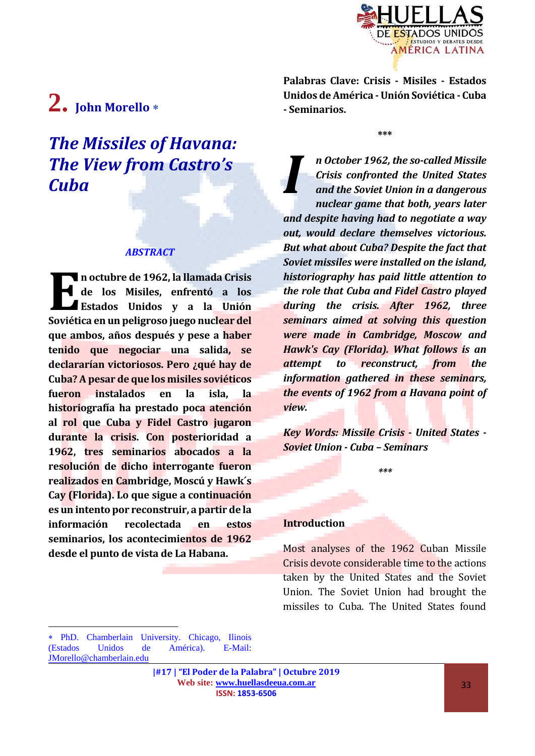# 2. John Morello *

## *The Missiles of Havana: The View from Castro's Cuba*

***ABSTRACT***

**En octubre de 1962, la llamada Crisis de los Misiles, enfrentó a los Estados Unidos y a la Unión Soviética en un peligroso juego nuclear del que ambos, años después y pese a haber tenido que negociar una salida, se declararían victoriosos. Pero ¿qué hay de Cuba? A pesar de que los misiles soviéticos fueron instalados en la isla, la historiografía ha prestado poca atención al rol que Cuba y Fidel Castro jugaron durante la crisis. Con posterioridad a 1962, tres seminarios abocados a la resolución de dicho interrogante fueron realizados en Cambridge, Moscú y Hawk´s Cay (Florida). Lo que sigue a continuación es un intento por reconstruir, a partir de la información recolectada en estos seminarios, los acontecimientos de 1962 desde el punto de vista de La Habana.**

**Palabras Clave: Crisis - Misiles - Estados Unidos de América - Unión Soviética - Cuba - Seminarios.**

***

***In October 1962, the so-called Missile Crisis confronted the United States and the Soviet Union in a dangerous nuclear game that both, years later and despite having had to negotiate a way out, would declare themselves victorious. But what about Cuba? Despite the fact that Soviet missiles were installed on the island, historiography has paid little attention to the role that Cuba and Fidel Castro played during the crisis. After 1962, three seminars aimed at solving this question were made in Cambridge, Moscow and Hawk's Cay (Florida). What follows is an attempt to reconstruct, from the information gathered in these seminars, the events of 1962 from a Havana point of view.***

***Key Words: Missile Crisis - United States - Soviet Union - Cuba – Seminars***

***

### Introduction

Most analyses of the 1962 Cuban Missile Crisis devote considerable time to the actions taken by the United States and the Soviet Union. The Soviet Union had brought the missiles to Cuba. The United States found

---

* PhD. Chamberlain University. Chicago, Ilinois (Estados Unidos de América). E-Mail: JMorello@chamberlain.edu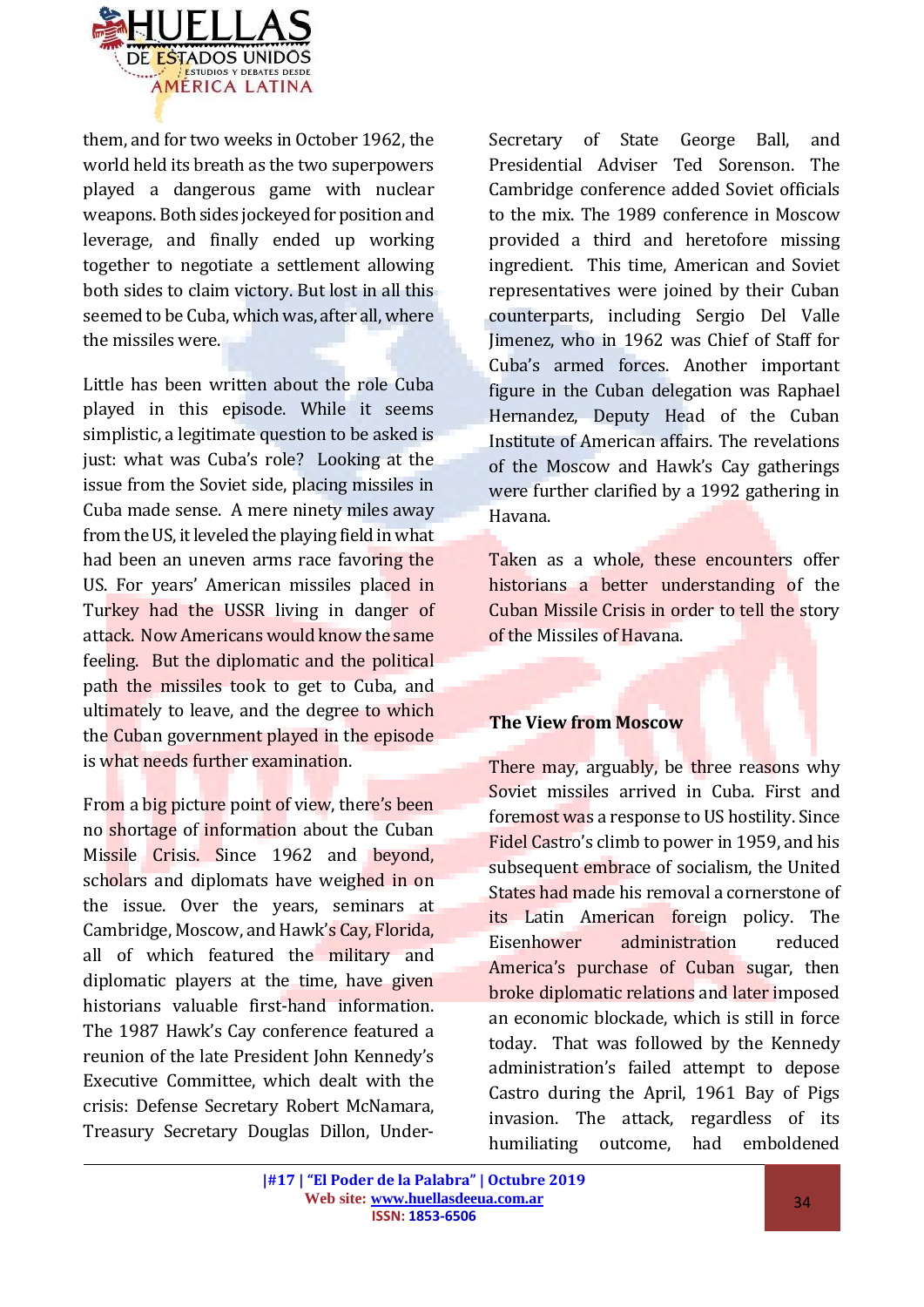them, and for two weeks in October 1962, the world held its breath as the two superpowers played a dangerous game with nuclear weapons. Both sides jockeyed for position and leverage, and finally ended up working together to negotiate a settlement allowing both sides to claim victory. But lost in all this seemed to be Cuba, which was, after all, where the missiles were.

Little has been written about the role Cuba played in this episode. While it seems simplistic, a legitimate question to be asked is just: what was Cuba's role? Looking at the issue from the Soviet side, placing missiles in Cuba made sense. A mere ninety miles away from the US, it leveled the playing field in what had been an uneven arms race favoring the US. For years' American missiles placed in Turkey had the USSR living in danger of attack. Now Americans would know the same feeling. But the diplomatic and the political path the missiles took to get to Cuba, and ultimately to leave, and the degree to which the Cuban government played in the episode is what needs further examination.

From a big picture point of view, there's been no shortage of information about the Cuban Missile Crisis. Since 1962 and beyond, scholars and diplomats have weighed in on the issue. Over the years, seminars at Cambridge, Moscow, and Hawk's Cay, Florida, all of which featured the military and diplomatic players at the time, have given historians valuable first-hand information. The 1987 Hawk's Cay conference featured a reunion of the late President John Kennedy's Executive Committee, which dealt with the crisis: Defense Secretary Robert McNamara, Treasury Secretary Douglas Dillon, Under-Secretary of State George Ball, and Presidential Adviser Ted Sorenson. The Cambridge conference added Soviet officials to the mix. The 1989 conference in Moscow provided a third and heretofore missing ingredient. This time, American and Soviet representatives were joined by their Cuban counterparts, including Sergio Del Valle Jimenez, who in 1962 was Chief of Staff for Cuba's armed forces. Another important figure in the Cuban delegation was Raphael Hernandez, Deputy Head of the Cuban Institute of American affairs. The revelations of the Moscow and Hawk's Cay gatherings were further clarified by a 1992 gathering in Havana.

Taken as a whole, these encounters offer historians a better understanding of the Cuban Missile Crisis in order to tell the story of the Missiles of Havana.

## The View from Moscow

There may, arguably, be three reasons why Soviet missiles arrived in Cuba. First and foremost was a response to US hostility. Since Fidel Castro's climb to power in 1959, and his subsequent embrace of socialism, the United States had made his removal a cornerstone of its Latin American foreign policy. The Eisenhower administration reduced America's purchase of Cuban sugar, then broke diplomatic relations and later imposed an economic blockade, which is still in force today. That was followed by the Kennedy administration's failed attempt to depose Castro during the April, 1961 Bay of Pigs invasion. The attack, regardless of its humiliating outcome, had emboldened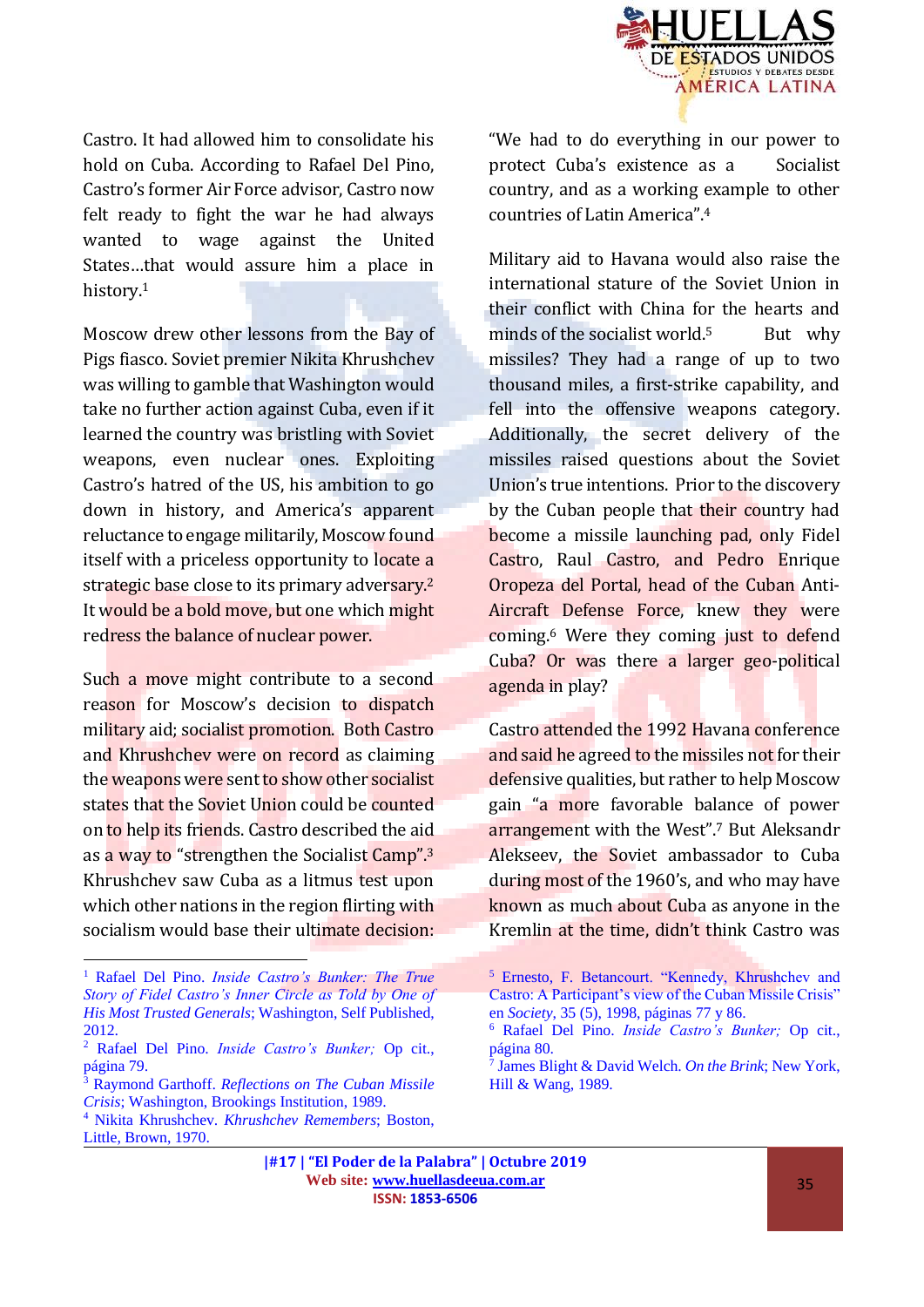Castro. It had allowed him to consolidate his hold on Cuba. According to Rafael Del Pino, Castro's former Air Force advisor, Castro now felt ready to fight the war he had always wanted to wage against the United States…that would assure him a place in history.[1]

Moscow drew other lessons from the Bay of Pigs fiasco. Soviet premier Nikita Khrushchev was willing to gamble that Washington would take no further action against Cuba, even if it learned the country was bristling with Soviet weapons, even nuclear ones. Exploiting Castro's hatred of the US, his ambition to go down in history, and America's apparent reluctance to engage militarily, Moscow found itself with a priceless opportunity to locate a strategic base close to its primary adversary.[2] It would be a bold move, but one which might redress the balance of nuclear power.

Such a move might contribute to a second reason for Moscow's decision to dispatch military aid; socialist promotion. Both Castro and Khrushchev were on record as claiming the weapons were sent to show other socialist states that the Soviet Union could be counted on to help its friends. Castro described the aid as a way to "strengthen the Socialist Camp".[3] Khrushchev saw Cuba as a litmus test upon which other nations in the region flirting with socialism would base their ultimate decision: "We had to do everything in our power to protect Cuba's existence as a Socialist country, and as a working example to other countries of Latin America".[4]

Military aid to Havana would also raise the international stature of the Soviet Union in their conflict with China for the hearts and minds of the socialist world.[5] But why missiles? They had a range of up to two thousand miles, a first-strike capability, and fell into the offensive weapons category. Additionally, the secret delivery of the missiles raised questions about the Soviet Union's true intentions. Prior to the discovery by the Cuban people that their country had become a missile launching pad, only Fidel Castro, Raul Castro, and Pedro Enrique Oropeza del Portal, head of the Cuban Anti-Aircraft Defense Force, knew they were coming.[6] Were they coming just to defend Cuba? Or was there a larger geo-political agenda in play?

Castro attended the 1992 Havana conference and said he agreed to the missiles not for their defensive qualities, but rather to help Moscow gain "a more favorable balance of power arrangement with the West".[7] But Aleksandr Alekseev, the Soviet ambassador to Cuba during most of the 1960's, and who may have known as much about Cuba as anyone in the Kremlin at the time, didn't think Castro was

---

[1] Rafael Del Pino. *Inside Castro's Bunker: The True Story of Fidel Castro's Inner Circle as Told by One of His Most Trusted Generals*; Washington, Self Published, 2012.

[2] Rafael Del Pino. *Inside Castro's Bunker;* Op cit., página 79.

[3] Raymond Garthoff. *Reflections on The Cuban Missile Crisis*; Washington, Brookings Institution, 1989.

[4] Nikita Khrushchev. *Khrushchev Remembers*; Boston, Little, Brown, 1970.

[5] Ernesto, F. Betancourt. "Kennedy, Khrushchev and Castro: A Participant's view of the Cuban Missile Crisis" en *Society*, 35 (5), 1998, páginas 77 y 86.

[6] Rafael Del Pino. *Inside Castro's Bunker;* Op cit., página 80.

[7] James Blight & David Welch. *On the Brink*; New York, Hill & Wang, 1989.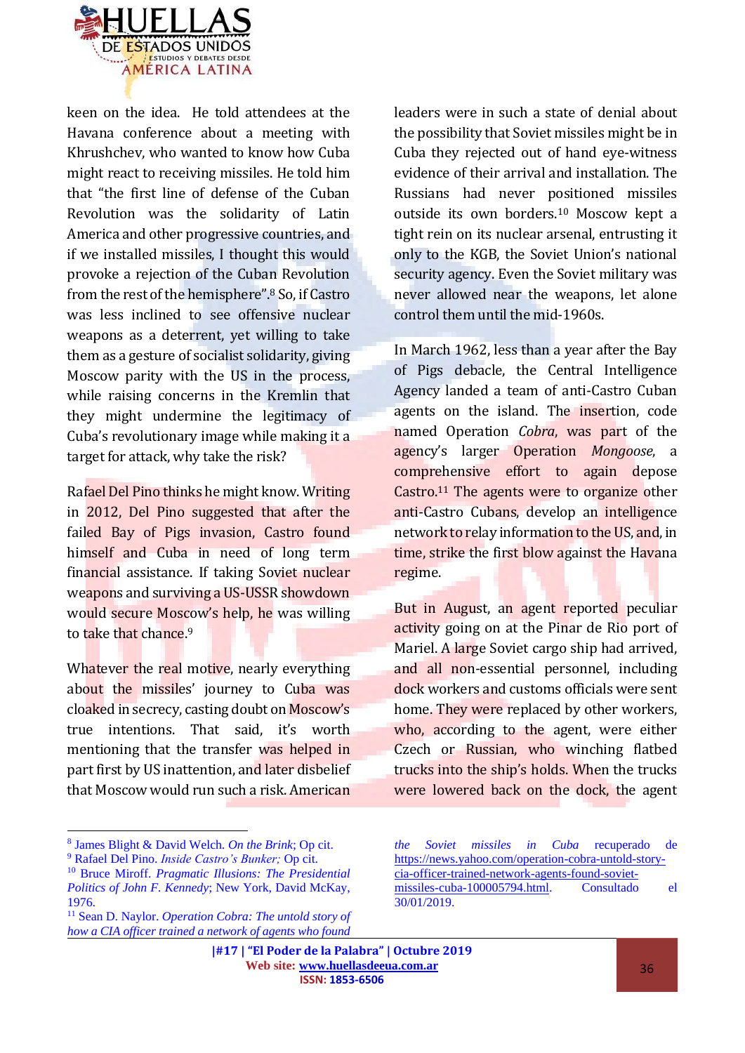keen on the idea. He told attendees at the Havana conference about a meeting with Khrushchev, who wanted to know how Cuba might react to receiving missiles. He told him that "the first line of defense of the Cuban Revolution was the solidarity of Latin America and other progressive countries, and if we installed missiles, I thought this would provoke a rejection of the Cuban Revolution from the rest of the hemisphere".[8] So, if Castro was less inclined to see offensive nuclear weapons as a deterrent, yet willing to take them as a gesture of socialist solidarity, giving Moscow parity with the US in the process, while raising concerns in the Kremlin that they might undermine the legitimacy of Cuba's revolutionary image while making it a target for attack, why take the risk?

Rafael Del Pino thinks he might know. Writing in 2012, Del Pino suggested that after the failed Bay of Pigs invasion, Castro found himself and Cuba in need of long term financial assistance. If taking Soviet nuclear weapons and surviving a US-USSR showdown would secure Moscow's help, he was willing to take that chance.[9]

Whatever the real motive, nearly everything about the missiles' journey to Cuba was cloaked in secrecy, casting doubt on Moscow's true intentions. That said, it's worth mentioning that the transfer was helped in part first by US inattention, and later disbelief that Moscow would run such a risk. American leaders were in such a state of denial about the possibility that Soviet missiles might be in Cuba they rejected out of hand eye-witness evidence of their arrival and installation. The Russians had never positioned missiles outside its own borders.[10] Moscow kept a tight rein on its nuclear arsenal, entrusting it only to the KGB, the Soviet Union's national security agency. Even the Soviet military was never allowed near the weapons, let alone control them until the mid-1960s.

In March 1962, less than a year after the Bay of Pigs debacle, the Central Intelligence Agency landed a team of anti-Castro Cuban agents on the island. The insertion, code named Operation *Cobra*, was part of the agency's larger Operation *Mongoose*, a comprehensive effort to again depose Castro.[11] The agents were to organize other anti-Castro Cubans, develop an intelligence network to relay information to the US, and, in time, strike the first blow against the Havana regime.

But in August, an agent reported peculiar activity going on at the Pinar de Rio port of Mariel. A large Soviet cargo ship had arrived, and all non-essential personnel, including dock workers and customs officials were sent home. They were replaced by other workers, who, according to the agent, were either Czech or Russian, who winching flatbed trucks into the ship's holds. When the trucks were lowered back on the dock, the agent

---

[8] James Blight & David Welch. *On the Brink*; Op cit.

[9] Rafael Del Pino. *Inside Castro's Bunker;* Op cit.

[10] Bruce Miroff. *Pragmatic Illusions: The Presidential Politics of John F. Kennedy*; New York, David McKay, 1976.

[11] Sean D. Naylor. *Operation Cobra: The untold story of how a CIA officer trained a network of agents who found the Soviet missiles in Cuba* recuperado de https://news.yahoo.com/operation-cobra-untold-story-cia-officer-trained-network-agents-found-soviet-missiles-cuba-100005794.html. Consultado el 30/01/2019.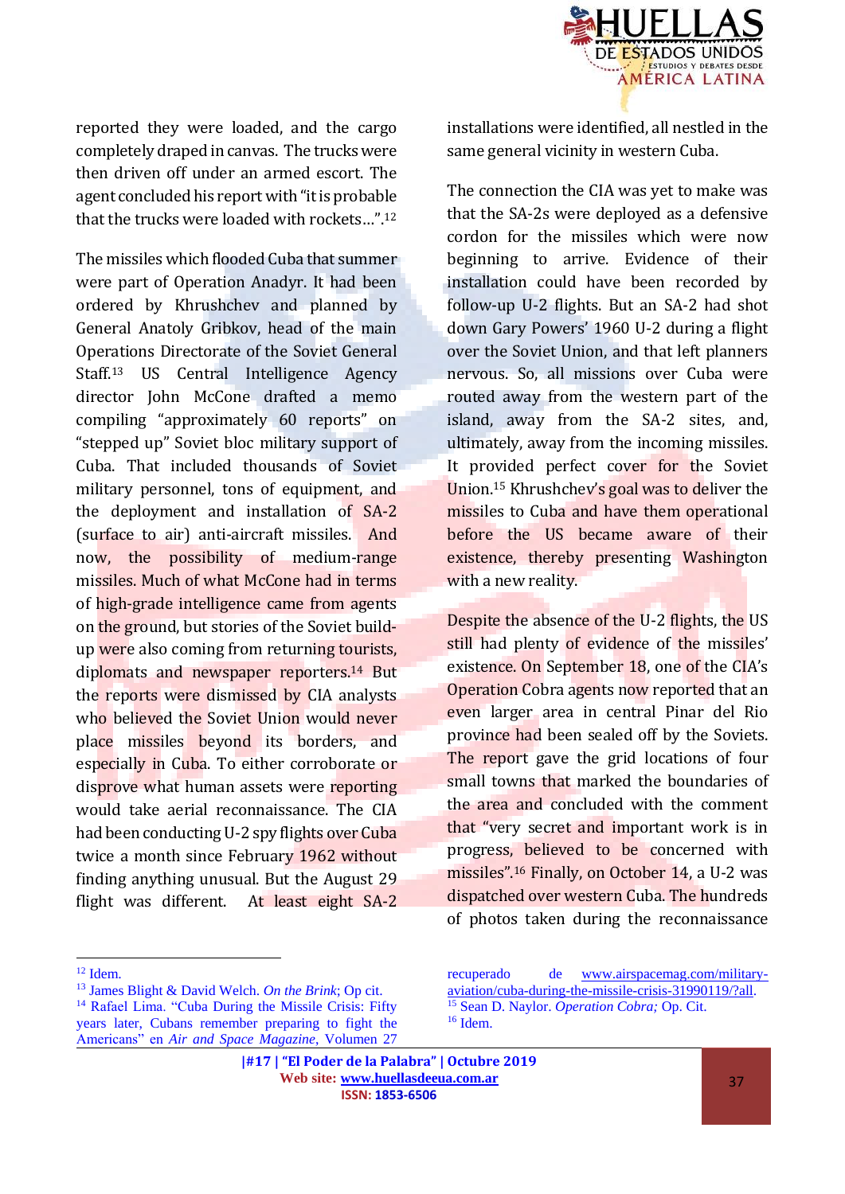reported they were loaded, and the cargo completely draped in canvas. The trucks were then driven off under an armed escort. The agent concluded his report with "it is probable that the trucks were loaded with rockets…".[12]

The missiles which flooded Cuba that summer were part of Operation Anadyr. It had been ordered by Khrushchev and planned by General Anatoly Gribkov, head of the main Operations Directorate of the Soviet General Staff.[13] US Central Intelligence Agency director John McCone drafted a memo compiling "approximately 60 reports" on "stepped up" Soviet bloc military support of Cuba. That included thousands of Soviet military personnel, tons of equipment, and the deployment and installation of SA-2 (surface to air) anti-aircraft missiles. And now, the possibility of medium-range missiles. Much of what McCone had in terms of high-grade intelligence came from agents on the ground, but stories of the Soviet build-up were also coming from returning tourists, diplomats and newspaper reporters.[14] But the reports were dismissed by CIA analysts who believed the Soviet Union would never place missiles beyond its borders, and especially in Cuba. To either corroborate or disprove what human assets were reporting would take aerial reconnaissance. The CIA had been conducting U-2 spy flights over Cuba twice a month since February 1962 without finding anything unusual. But the August 29 flight was different. At least eight SA-2 installations were identified, all nestled in the same general vicinity in western Cuba.

The connection the CIA was yet to make was that the SA-2s were deployed as a defensive cordon for the missiles which were now beginning to arrive. Evidence of their installation could have been recorded by follow-up U-2 flights. But an SA-2 had shot down Gary Powers' 1960 U-2 during a flight over the Soviet Union, and that left planners nervous. So, all missions over Cuba were routed away from the western part of the island, away from the SA-2 sites, and, ultimately, away from the incoming missiles. It provided perfect cover for the Soviet Union.[15] Khrushchev's goal was to deliver the missiles to Cuba and have them operational before the US became aware of their existence, thereby presenting Washington with a new reality.

Despite the absence of the U-2 flights, the US still had plenty of evidence of the missiles' existence. On September 18, one of the CIA's Operation Cobra agents now reported that an even larger area in central Pinar del Rio province had been sealed off by the Soviets. The report gave the grid locations of four small towns that marked the boundaries of the area and concluded with the comment that "very secret and important work is in progress, believed to be concerned with missiles".[16] Finally, on October 14, a U-2 was dispatched over western Cuba. The hundreds of photos taken during the reconnaissance

---

[12] Idem.

[13] James Blight & David Welch. *On the Brink*; Op cit.

[14] Rafael Lima. "Cuba During the Missile Crisis: Fifty years later, Cubans remember preparing to fight the Americans" en *Air and Space Magazine*, Volumen 27 recuperado de www.airspacemag.com/military-aviation/cuba-during-the-missile-crisis-31990119/?all.

[15] Sean D. Naylor. *Operation Cobra;* Op. Cit.

[16] Idem.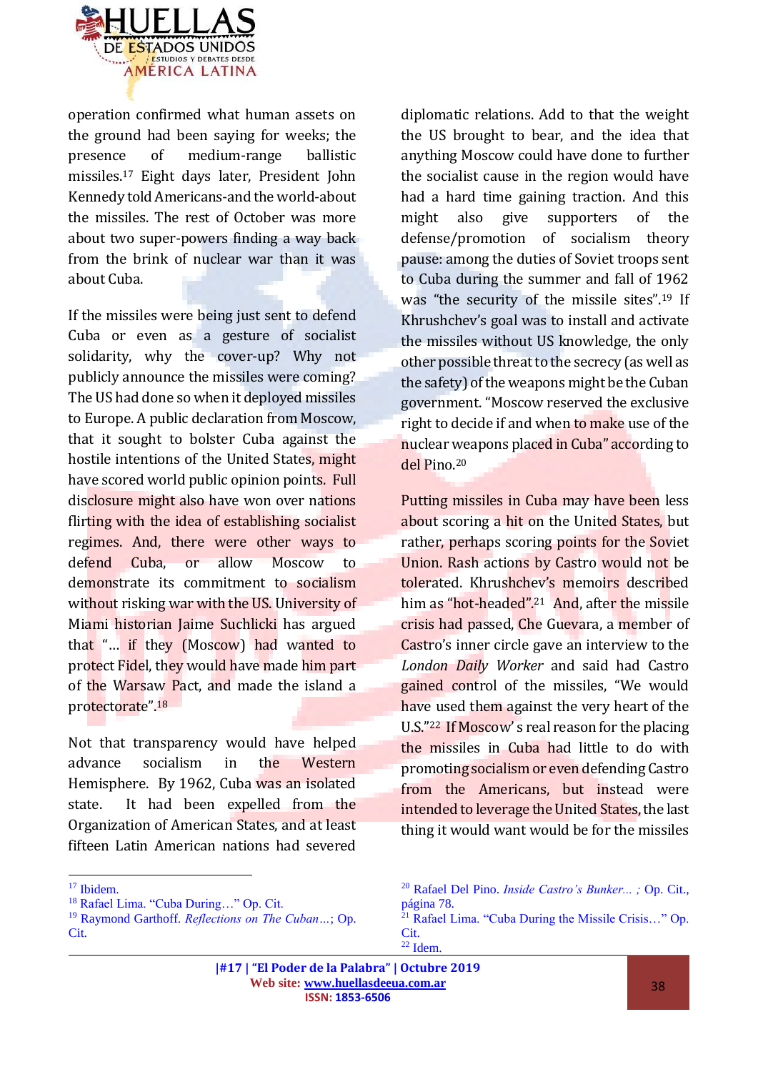operation confirmed what human assets on the ground had been saying for weeks; the presence of medium-range ballistic missiles.[17] Eight days later, President John Kennedy told Americans-and the world-about the missiles. The rest of October was more about two super-powers finding a way back from the brink of nuclear war than it was about Cuba.

If the missiles were being just sent to defend Cuba or even as a gesture of socialist solidarity, why the cover-up? Why not publicly announce the missiles were coming? The US had done so when it deployed missiles to Europe. A public declaration from Moscow, that it sought to bolster Cuba against the hostile intentions of the United States, might have scored world public opinion points. Full disclosure might also have won over nations flirting with the idea of establishing socialist regimes. And, there were other ways to defend Cuba, or allow Moscow to demonstrate its commitment to socialism without risking war with the US. University of Miami historian Jaime Suchlicki has argued that "… if they (Moscow) had wanted to protect Fidel, they would have made him part of the Warsaw Pact, and made the island a protectorate".[18]

Not that transparency would have helped advance socialism in the Western Hemisphere. By 1962, Cuba was an isolated state. It had been expelled from the Organization of American States, and at least fifteen Latin American nations had severed diplomatic relations. Add to that the weight the US brought to bear, and the idea that anything Moscow could have done to further the socialist cause in the region would have had a hard time gaining traction. And this might also give supporters of the defense/promotion of socialism theory pause: among the duties of Soviet troops sent to Cuba during the summer and fall of 1962 was "the security of the missile sites".[19] If Khrushchev's goal was to install and activate the missiles without US knowledge, the only other possible threat to the secrecy (as well as the safety) of the weapons might be the Cuban government. "Moscow reserved the exclusive right to decide if and when to make use of the nuclear weapons placed in Cuba" according to del Pino.[20]

Putting missiles in Cuba may have been less about scoring a hit on the United States, but rather, perhaps scoring points for the Soviet Union. Rash actions by Castro would not be tolerated. Khrushchev's memoirs described him as "hot-headed".[21] And, after the missile crisis had passed, Che Guevara, a member of Castro's inner circle gave an interview to the *London Daily Worker* and said had Castro gained control of the missiles, "We would have used them against the very heart of the U.S."[22] If Moscow' s real reason for the placing the missiles in Cuba had little to do with promoting socialism or even defending Castro from the Americans, but instead were intended to leverage the United States, the last thing it would want would be for the missiles

---

[17] Ibidem.

[18] Rafael Lima. "Cuba During…" Op. Cit.

[19] Raymond Garthoff. *Reflections on The Cuban…*; Op. Cit.

[20] Rafael Del Pino. *Inside Castro's Bunker… ;* Op. Cit., página 78.

[21] Rafael Lima. "Cuba During the Missile Crisis…" Op. Cit.

[22] Idem.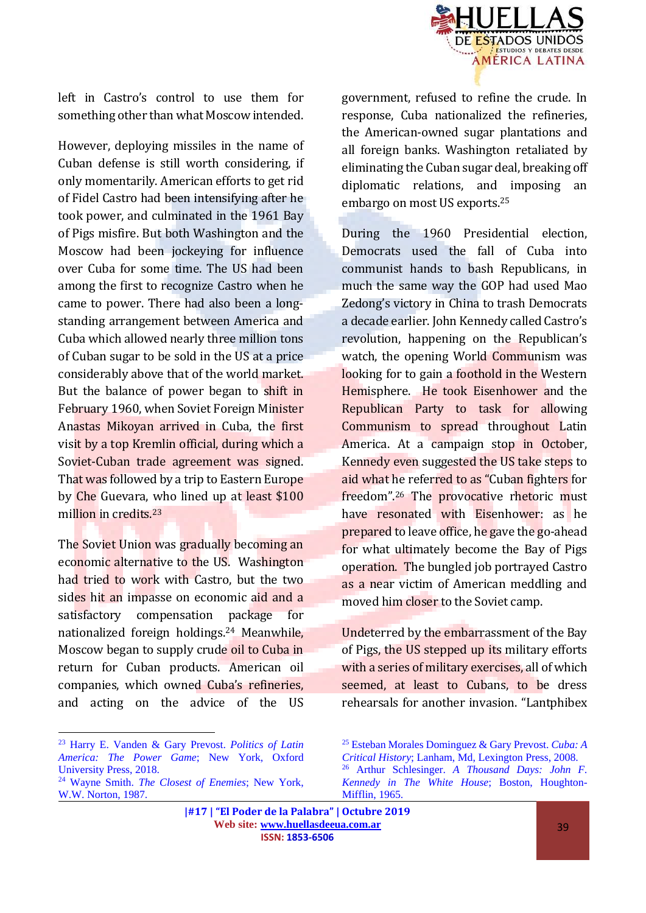left in Castro's control to use them for something other than what Moscow intended.

However, deploying missiles in the name of Cuban defense is still worth considering, if only momentarily. American efforts to get rid of Fidel Castro had been intensifying after he took power, and culminated in the 1961 Bay of Pigs misfire. But both Washington and the Moscow had been jockeying for influence over Cuba for some time. The US had been among the first to recognize Castro when he came to power. There had also been a long-standing arrangement between America and Cuba which allowed nearly three million tons of Cuban sugar to be sold in the US at a price considerably above that of the world market. But the balance of power began to shift in February 1960, when Soviet Foreign Minister Anastas Mikoyan arrived in Cuba, the first visit by a top Kremlin official, during which a Soviet-Cuban trade agreement was signed. That was followed by a trip to Eastern Europe by Che Guevara, who lined up at least $100 million in credits.[23]

The Soviet Union was gradually becoming an economic alternative to the US. Washington had tried to work with Castro, but the two sides hit an impasse on economic aid and a satisfactory compensation package for nationalized foreign holdings.[24] Meanwhile, Moscow began to supply crude oil to Cuba in return for Cuban products. American oil companies, which owned Cuba's refineries, and acting on the advice of the US government, refused to refine the crude. In response, Cuba nationalized the refineries, the American-owned sugar plantations and all foreign banks. Washington retaliated by eliminating the Cuban sugar deal, breaking off diplomatic relations, and imposing an embargo on most US exports.[25]

During the 1960 Presidential election, Democrats used the fall of Cuba into communist hands to bash Republicans, in much the same way the GOP had used Mao Zedong's victory in China to trash Democrats a decade earlier. John Kennedy called Castro's revolution, happening on the Republican's watch, the opening World Communism was looking for to gain a foothold in the Western Hemisphere. He took Eisenhower and the Republican Party to task for allowing Communism to spread throughout Latin America. At a campaign stop in October, Kennedy even suggested the US take steps to aid what he referred to as "Cuban fighters for freedom".[26] The provocative rhetoric must have resonated with Eisenhower: as he prepared to leave office, he gave the go-ahead for what ultimately become the Bay of Pigs operation. The bungled job portrayed Castro as a near victim of American meddling and moved him closer to the Soviet camp.

Undeterred by the embarrassment of the Bay of Pigs, the US stepped up its military efforts with a series of military exercises, all of which seemed, at least to Cubans, to be dress rehearsals for another invasion. "Lantphibex

---

[23] Harry E. Vanden & Gary Prevost. *Politics of Latin America: The Power Game*; New York, Oxford University Press, 2018.

[24] Wayne Smith. *The Closest of Enemies*; New York, W.W. Norton, 1987.

[25] Esteban Morales Dominguez & Gary Prevost. *Cuba: A Critical History*; Lanham, Md, Lexington Press, 2008.

[26] Arthur Schlesinger. *A Thousand Days: John F. Kennedy in The White House*; Boston, Houghton-Mifflin, 1965.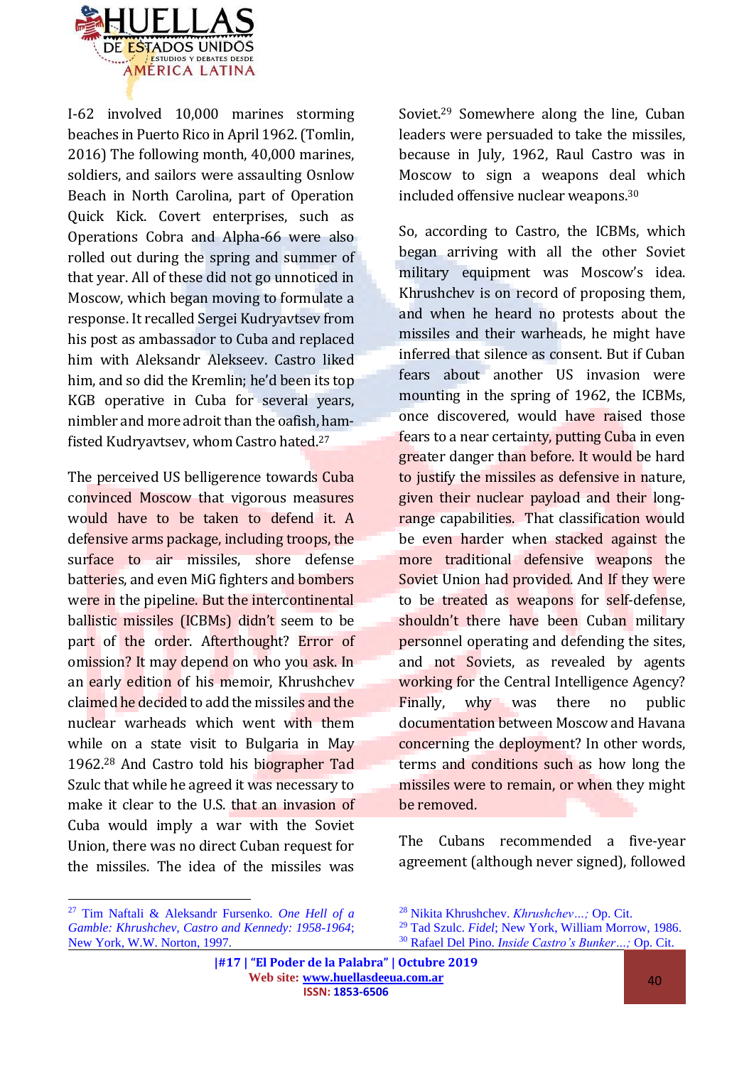I-62 involved 10,000 marines storming beaches in Puerto Rico in April 1962. (Tomlin, 2016) The following month, 40,000 marines, soldiers, and sailors were assaulting Osnlow Beach in North Carolina, part of Operation Quick Kick. Covert enterprises, such as Operations Cobra and Alpha-66 were also rolled out during the spring and summer of that year. All of these did not go unnoticed in Moscow, which began moving to formulate a response. It recalled Sergei Kudryavtsev from his post as ambassador to Cuba and replaced him with Aleksandr Alekseev. Castro liked him, and so did the Kremlin; he'd been its top KGB operative in Cuba for several years, nimbler and more adroit than the oafish, ham-fisted Kudryavtsev, whom Castro hated.[27]

The perceived US belligerence towards Cuba convinced Moscow that vigorous measures would have to be taken to defend it. A defensive arms package, including troops, the surface to air missiles, shore defense batteries, and even MiG fighters and bombers were in the pipeline. But the intercontinental ballistic missiles (ICBMs) didn't seem to be part of the order. Afterthought? Error of omission? It may depend on who you ask. In an early edition of his memoir, Khrushchev claimed he decided to add the missiles and the nuclear warheads which went with them while on a state visit to Bulgaria in May 1962.[28] And Castro told his biographer Tad Szulc that while he agreed it was necessary to make it clear to the U.S. that an invasion of Cuba would imply a war with the Soviet Union, there was no direct Cuban request for the missiles. The idea of the missiles was Soviet.[29] Somewhere along the line, Cuban leaders were persuaded to take the missiles, because in July, 1962, Raul Castro was in Moscow to sign a weapons deal which included offensive nuclear weapons.[30]

So, according to Castro, the ICBMs, which began arriving with all the other Soviet military equipment was Moscow's idea. Khrushchev is on record of proposing them, and when he heard no protests about the missiles and their warheads, he might have inferred that silence as consent. But if Cuban fears about another US invasion were mounting in the spring of 1962, the ICBMs, once discovered, would have raised those fears to a near certainty, putting Cuba in even greater danger than before. It would be hard to justify the missiles as defensive in nature, given their nuclear payload and their long-range capabilities. That classification would be even harder when stacked against the more traditional defensive weapons the Soviet Union had provided. And If they were to be treated as weapons for self-defense, shouldn't there have been Cuban military personnel operating and defending the sites, and not Soviets, as revealed by agents working for the Central Intelligence Agency? Finally, why was there no public documentation between Moscow and Havana concerning the deployment? In other words, terms and conditions such as how long the missiles were to remain, or when they might be removed.

The Cubans recommended a five-year agreement (although never signed), followed

---

[27] Tim Naftali & Aleksandr Fursenko. *One Hell of a Gamble: Khrushchev, Castro and Kennedy: 1958-1964*; New York, W.W. Norton, 1997.

[28] Nikita Khrushchev. *Khrushchev…;* Op. Cit.

[29] Tad Szulc. *Fidel*; New York, William Morrow, 1986.

[30] Rafael Del Pino. *Inside Castro's Bunker…;* Op. Cit.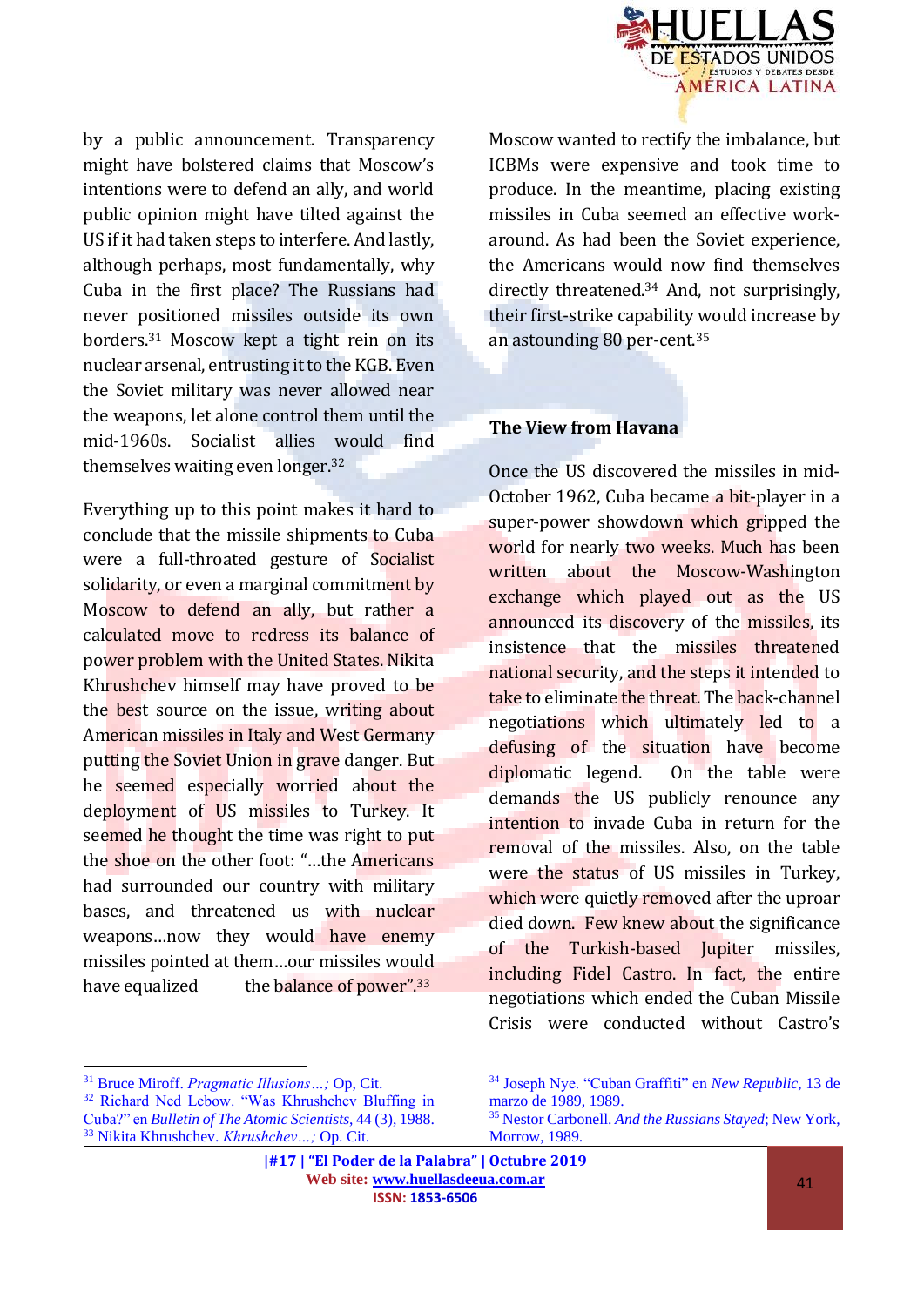by a public announcement. Transparency might have bolstered claims that Moscow's intentions were to defend an ally, and world public opinion might have tilted against the US if it had taken steps to interfere. And lastly, although perhaps, most fundamentally, why Cuba in the first place? The Russians had never positioned missiles outside its own borders.[31] Moscow kept a tight rein on its nuclear arsenal, entrusting it to the KGB. Even the Soviet military was never allowed near the weapons, let alone control them until the mid-1960s. Socialist allies would find themselves waiting even longer.[32]

Everything up to this point makes it hard to conclude that the missile shipments to Cuba were a full-throated gesture of Socialist solidarity, or even a marginal commitment by Moscow to defend an ally, but rather a calculated move to redress its balance of power problem with the United States. Nikita Khrushchev himself may have proved to be the best source on the issue, writing about American missiles in Italy and West Germany putting the Soviet Union in grave danger. But he seemed especially worried about the deployment of US missiles to Turkey. It seemed he thought the time was right to put the shoe on the other foot: "…the Americans had surrounded our country with military bases, and threatened us with nuclear weapons…now they would have enemy missiles pointed at them…our missiles would have equalized the balance of power".[33]

Moscow wanted to rectify the imbalance, but ICBMs were expensive and took time to produce. In the meantime, placing existing missiles in Cuba seemed an effective work-around. As had been the Soviet experience, the Americans would now find themselves directly threatened.[34] And, not surprisingly, their first-strike capability would increase by an astounding 80 per-cent.[35]

## The View from Havana

Once the US discovered the missiles in mid-October 1962, Cuba became a bit-player in a super-power showdown which gripped the world for nearly two weeks. Much has been written about the Moscow-Washington exchange which played out as the US announced its discovery of the missiles, its insistence that the missiles threatened national security, and the steps it intended to take to eliminate the threat. The back-channel negotiations which ultimately led to a defusing of the situation have become diplomatic legend. On the table were demands the US publicly renounce any intention to invade Cuba in return for the removal of the missiles. Also, on the table were the status of US missiles in Turkey, which were quietly removed after the uproar died down. Few knew about the significance of the Turkish-based Jupiter missiles, including Fidel Castro. In fact, the entire negotiations which ended the Cuban Missile Crisis were conducted without Castro's

---

[31] Bruce Miroff. *Pragmatic Illusions…;* Op, Cit.

[32] Richard Ned Lebow. "Was Khrushchev Bluffing in Cuba?" en *Bulletin of The Atomic Scientists*, 44 (3), 1988.

[33] Nikita Khrushchev. *Khrushchev…;* Op. Cit.

[34] Joseph Nye. "Cuban Graffiti" en *New Republic*, 13 de marzo de 1989, 1989.

[35] Nestor Carbonell. *And the Russians Stayed*; New York, Morrow, 1989.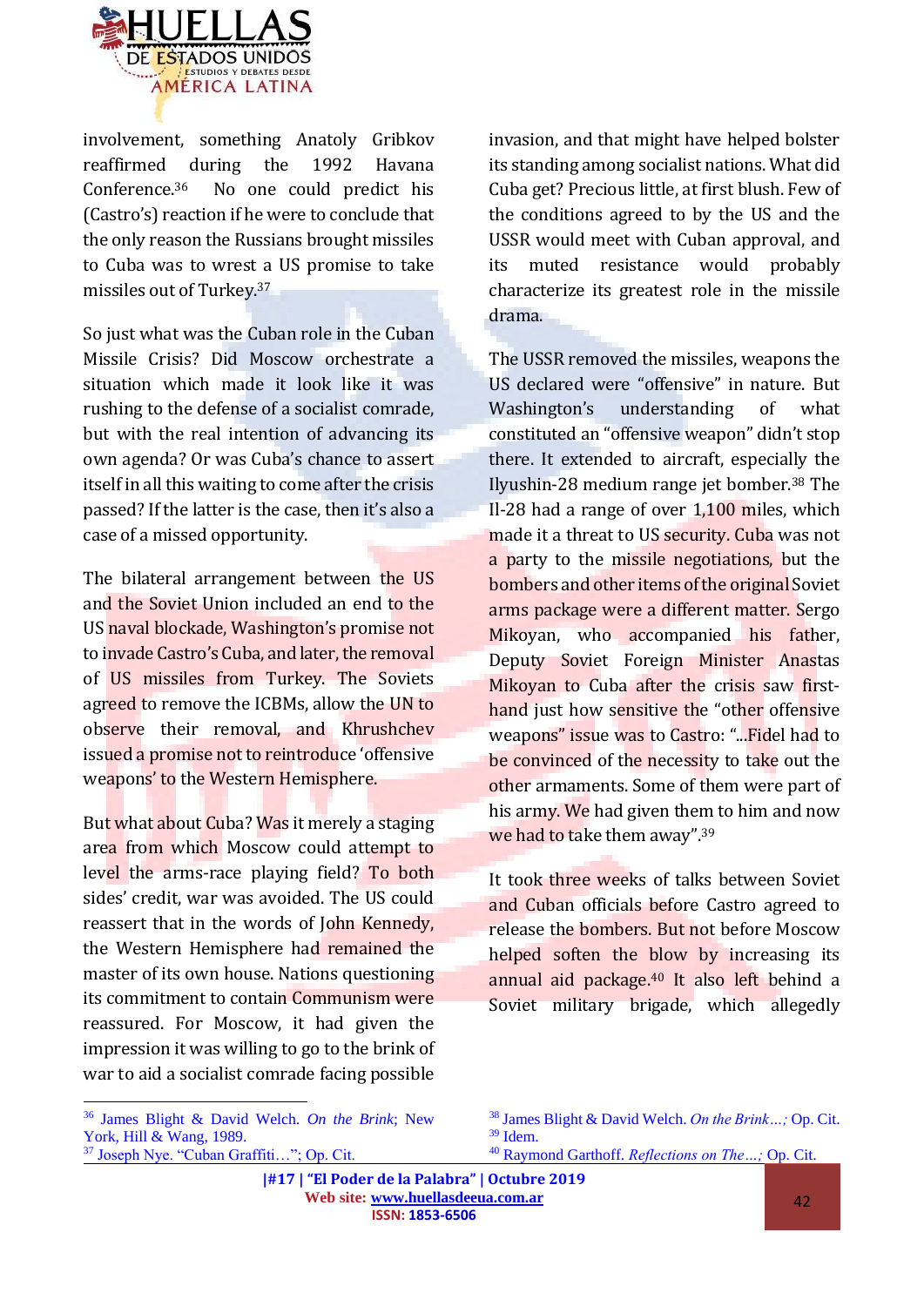involvement, something Anatoly Gribkov reaffirmed during the 1992 Havana Conference.[36] No one could predict his (Castro's) reaction if he were to conclude that the only reason the Russians brought missiles to Cuba was to wrest a US promise to take missiles out of Turkey.[37]

So just what was the Cuban role in the Cuban Missile Crisis? Did Moscow orchestrate a situation which made it look like it was rushing to the defense of a socialist comrade, but with the real intention of advancing its own agenda? Or was Cuba's chance to assert itself in all this waiting to come after the crisis passed? If the latter is the case, then it's also a case of a missed opportunity.

The bilateral arrangement between the US and the Soviet Union included an end to the US naval blockade, Washington's promise not to invade Castro's Cuba, and later, the removal of US missiles from Turkey. The Soviets agreed to remove the ICBMs, allow the UN to observe their removal, and Khrushchev issued a promise not to reintroduce 'offensive weapons' to the Western Hemisphere.

But what about Cuba? Was it merely a staging area from which Moscow could attempt to level the arms-race playing field? To both sides' credit, war was avoided. The US could reassert that in the words of John Kennedy, the Western Hemisphere had remained the master of its own house. Nations questioning its commitment to contain Communism were reassured. For Moscow, it had given the impression it was willing to go to the brink of war to aid a socialist comrade facing possible invasion, and that might have helped bolster its standing among socialist nations. What did Cuba get? Precious little, at first blush. Few of the conditions agreed to by the US and the USSR would meet with Cuban approval, and its muted resistance would probably characterize its greatest role in the missile drama.

The USSR removed the missiles, weapons the US declared were "offensive" in nature. But Washington's understanding of what constituted an "offensive weapon" didn't stop there. It extended to aircraft, especially the Ilyushin-28 medium range jet bomber.[38] The Il-28 had a range of over 1,100 miles, which made it a threat to US security. Cuba was not a party to the missile negotiations, but the bombers and other items of the original Soviet arms package were a different matter. Sergo Mikoyan, who accompanied his father, Deputy Soviet Foreign Minister Anastas Mikoyan to Cuba after the crisis saw first-hand just how sensitive the "other offensive weapons" issue was to Castro: "...Fidel had to be convinced of the necessity to take out the other armaments. Some of them were part of his army. We had given them to him and now we had to take them away".[39]

It took three weeks of talks between Soviet and Cuban officials before Castro agreed to release the bombers. But not before Moscow helped soften the blow by increasing its annual aid package.[40] It also left behind a Soviet military brigade, which allegedly

---

[36] James Blight & David Welch. *On the Brink*; New York, Hill & Wang, 1989.
[37] Joseph Nye. "Cuban Graffiti…"; Op. Cit.
[38] James Blight & David Welch. *On the Brink…;* Op. Cit.
[39] Idem.
[40] Raymond Garthoff. *Reflections on The…;* Op. Cit.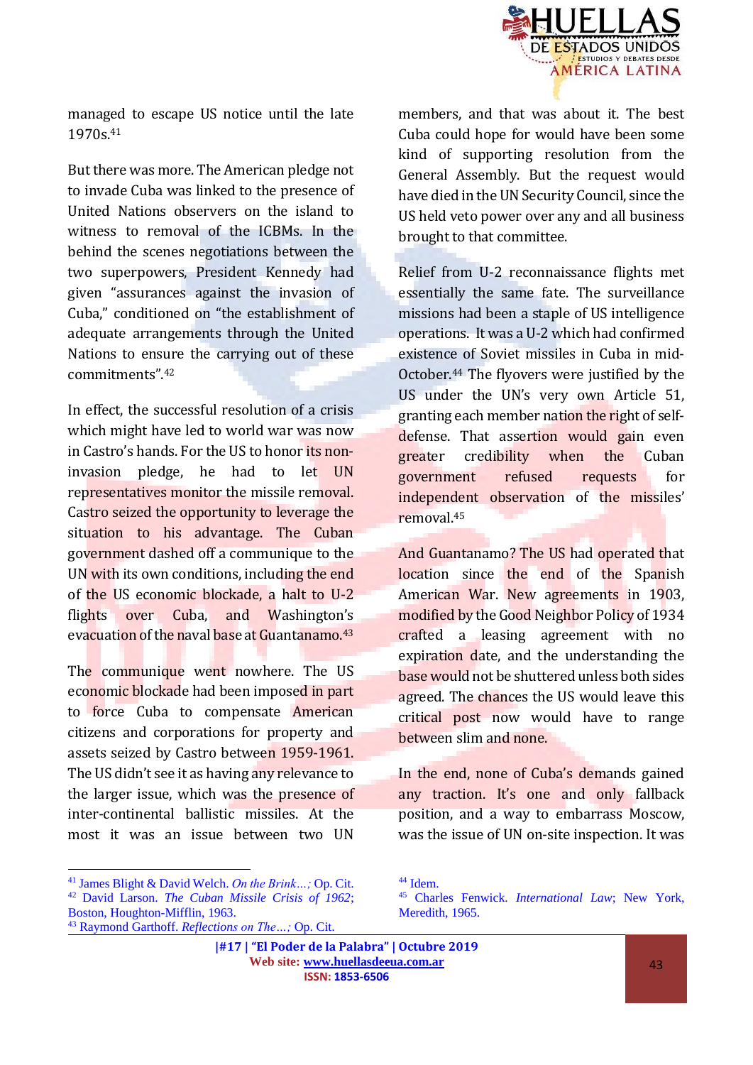managed to escape US notice until the late 1970s.[41]

But there was more. The American pledge not to invade Cuba was linked to the presence of United Nations observers on the island to witness to removal of the ICBMs. In the behind the scenes negotiations between the two superpowers, President Kennedy had given "assurances against the invasion of Cuba," conditioned on "the establishment of adequate arrangements through the United Nations to ensure the carrying out of these commitments".[42]

In effect, the successful resolution of a crisis which might have led to world war was now in Castro's hands. For the US to honor its non-invasion pledge, he had to let UN representatives monitor the missile removal. Castro seized the opportunity to leverage the situation to his advantage. The Cuban government dashed off a communique to the UN with its own conditions, including the end of the US economic blockade, a halt to U-2 flights over Cuba, and Washington's evacuation of the naval base at Guantanamo.[43]

The communique went nowhere. The US economic blockade had been imposed in part to force Cuba to compensate American citizens and corporations for property and assets seized by Castro between 1959-1961. The US didn't see it as having any relevance to the larger issue, which was the presence of inter-continental ballistic missiles. At the most it was an issue between two UN members, and that was about it. The best Cuba could hope for would have been some kind of supporting resolution from the General Assembly. But the request would have died in the UN Security Council, since the US held veto power over any and all business brought to that committee.

Relief from U-2 reconnaissance flights met essentially the same fate. The surveillance missions had been a staple of US intelligence operations. It was a U-2 which had confirmed existence of Soviet missiles in Cuba in mid-October.[44] The flyovers were justified by the US under the UN's very own Article 51, granting each member nation the right of self-defense. That assertion would gain even greater credibility when the Cuban government refused requests for independent observation of the missiles' removal.[45]

And Guantanamo? The US had operated that location since the end of the Spanish American War. New agreements in 1903, modified by the Good Neighbor Policy of 1934 crafted a leasing agreement with no expiration date, and the understanding the base would not be shuttered unless both sides agreed. The chances the US would leave this critical post now would have to range between slim and none.

In the end, none of Cuba's demands gained any traction. It's one and only fallback position, and a way to embarrass Moscow, was the issue of UN on-site inspection. It was

---

[41] James Blight & David Welch. *On the Brink…;* Op. Cit.

[42] David Larson. *The Cuban Missile Crisis of 1962*; Boston, Houghton-Mifflin, 1963.

[43] Raymond Garthoff. *Reflections on The…;* Op. Cit.

[44] Idem.

[45] Charles Fenwick. *International Law*; New York, Meredith, 1965.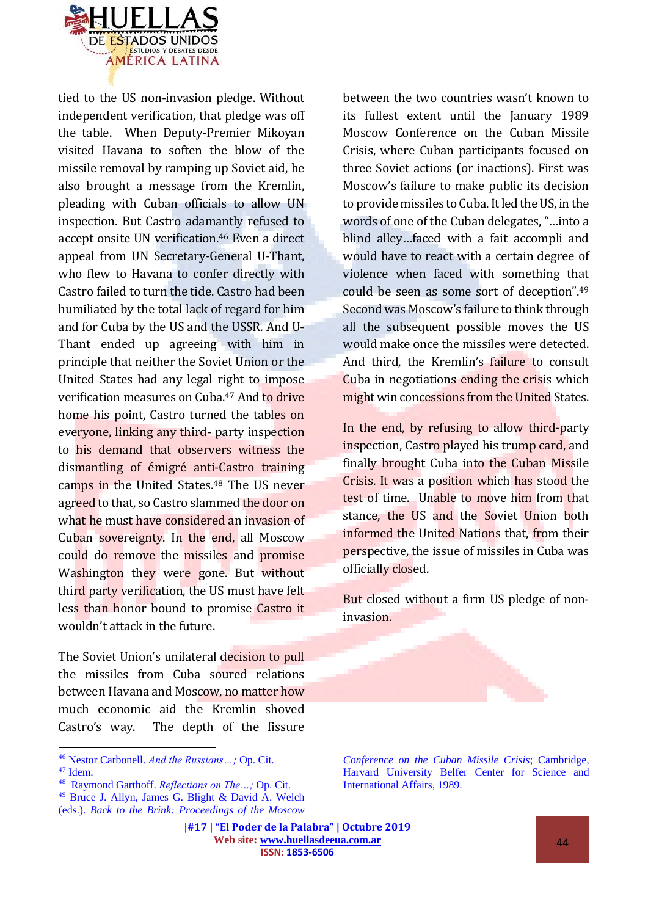tied to the US non-invasion pledge. Without independent verification, that pledge was off the table. When Deputy-Premier Mikoyan visited Havana to soften the blow of the missile removal by ramping up Soviet aid, he also brought a message from the Kremlin, pleading with Cuban officials to allow UN inspection. But Castro adamantly refused to accept onsite UN verification.[46] Even a direct appeal from UN Secretary-General U-Thant, who flew to Havana to confer directly with Castro failed to turn the tide. Castro had been humiliated by the total lack of regard for him and for Cuba by the US and the USSR. And U-Thant ended up agreeing with him in principle that neither the Soviet Union or the United States had any legal right to impose verification measures on Cuba.[47] And to drive home his point, Castro turned the tables on everyone, linking any third- party inspection to his demand that observers witness the dismantling of émigré anti-Castro training camps in the United States.[48] The US never agreed to that, so Castro slammed the door on what he must have considered an invasion of Cuban sovereignty. In the end, all Moscow could do remove the missiles and promise Washington they were gone. But without third party verification, the US must have felt less than honor bound to promise Castro it wouldn't attack in the future.

The Soviet Union's unilateral decision to pull the missiles from Cuba soured relations between Havana and Moscow, no matter how much economic aid the Kremlin shoved Castro's way. The depth of the fissure between the two countries wasn't known to its fullest extent until the January 1989 Moscow Conference on the Cuban Missile Crisis, where Cuban participants focused on three Soviet actions (or inactions). First was Moscow's failure to make public its decision to provide missiles to Cuba. It led the US, in the words of one of the Cuban delegates, "…into a blind alley…faced with a fait accompli and would have to react with a certain degree of violence when faced with something that could be seen as some sort of deception".[49] Second was Moscow's failure to think through all the subsequent possible moves the US would make once the missiles were detected. And third, the Kremlin's failure to consult Cuba in negotiations ending the crisis which might win concessions from the United States.

In the end, by refusing to allow third-party inspection, Castro played his trump card, and finally brought Cuba into the Cuban Missile Crisis. It was a position which has stood the test of time. Unable to move him from that stance, the US and the Soviet Union both informed the United Nations that, from their perspective, the issue of missiles in Cuba was officially closed.

But closed without a firm US pledge of non-invasion.

---

[46] Nestor Carbonell. *And the Russians…;* Op. Cit.

[47] Idem.

[48] Raymond Garthoff. *Reflections on The…;* Op. Cit.

[49] Bruce J. Allyn, James G. Blight & David A. Welch (eds.). *Back to the Brink: Proceedings of the Moscow Conference on the Cuban Missile Crisis*; Cambridge, Harvard University Belfer Center for Science and International Affairs, 1989.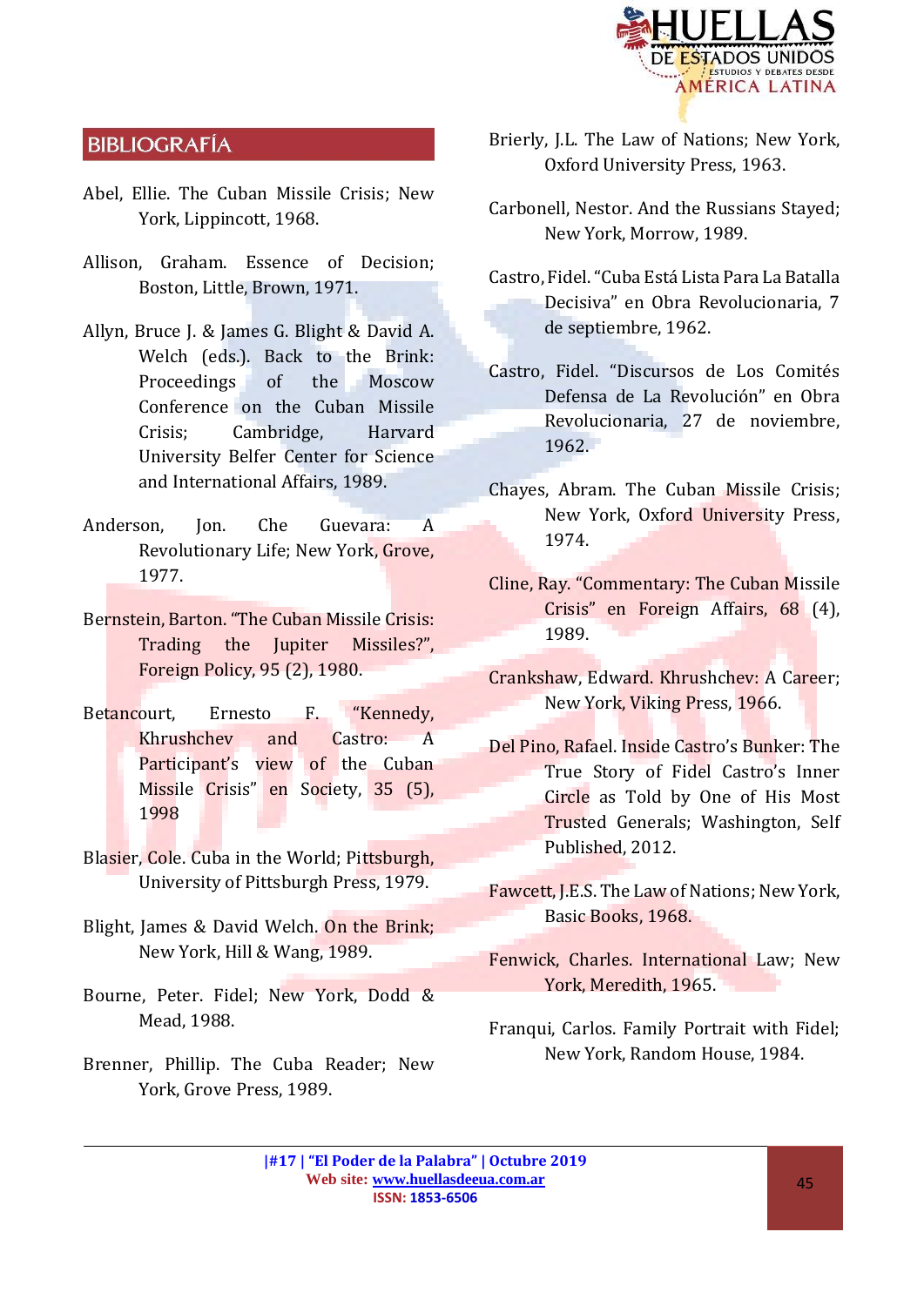## BIBLIOGRAFÍA

Abel, Ellie. The Cuban Missile Crisis; New York, Lippincott, 1968.

Allison, Graham. Essence of Decision; Boston, Little, Brown, 1971.

Allyn, Bruce J. & James G. Blight & David A. Welch (eds.). Back to the Brink: Proceedings of the Moscow Conference on the Cuban Missile Crisis; Cambridge, Harvard University Belfer Center for Science and International Affairs, 1989.

Anderson, Jon. Che Guevara: A Revolutionary Life; New York, Grove, 1977.

Bernstein, Barton. "The Cuban Missile Crisis: Trading the Jupiter Missiles?", Foreign Policy, 95 (2), 1980.

Betancourt, Ernesto F. "Kennedy, Khrushchev and Castro: A Participant's view of the Cuban Missile Crisis" en Society, 35 (5), 1998

Blasier, Cole. Cuba in the World; Pittsburgh, University of Pittsburgh Press, 1979.

Blight, James & David Welch. On the Brink; New York, Hill & Wang, 1989.

Bourne, Peter. Fidel; New York, Dodd & Mead, 1988.

Brenner, Phillip. The Cuba Reader; New York, Grove Press, 1989.

Brierly, J.L. The Law of Nations; New York, Oxford University Press, 1963.

Carbonell, Nestor. And the Russians Stayed; New York, Morrow, 1989.

Castro, Fidel. "Cuba Está Lista Para La Batalla Decisiva" en Obra Revolucionaria, 7 de septiembre, 1962.

Castro, Fidel. "Discursos de Los Comités Defensa de La Revolución" en Obra Revolucionaria, 27 de noviembre, 1962.

Chayes, Abram. The Cuban Missile Crisis; New York, Oxford University Press, 1974.

Cline, Ray. "Commentary: The Cuban Missile Crisis" en Foreign Affairs, 68 (4), 1989.

Crankshaw, Edward. Khrushchev: A Career; New York, Viking Press, 1966.

Del Pino, Rafael. Inside Castro's Bunker: The True Story of Fidel Castro's Inner Circle as Told by One of His Most Trusted Generals; Washington, Self Published, 2012.

Fawcett, J.E.S. The Law of Nations; New York, Basic Books, 1968.

Fenwick, Charles. International Law; New York, Meredith, 1965.

Franqui, Carlos. Family Portrait with Fidel; New York, Random House, 1984.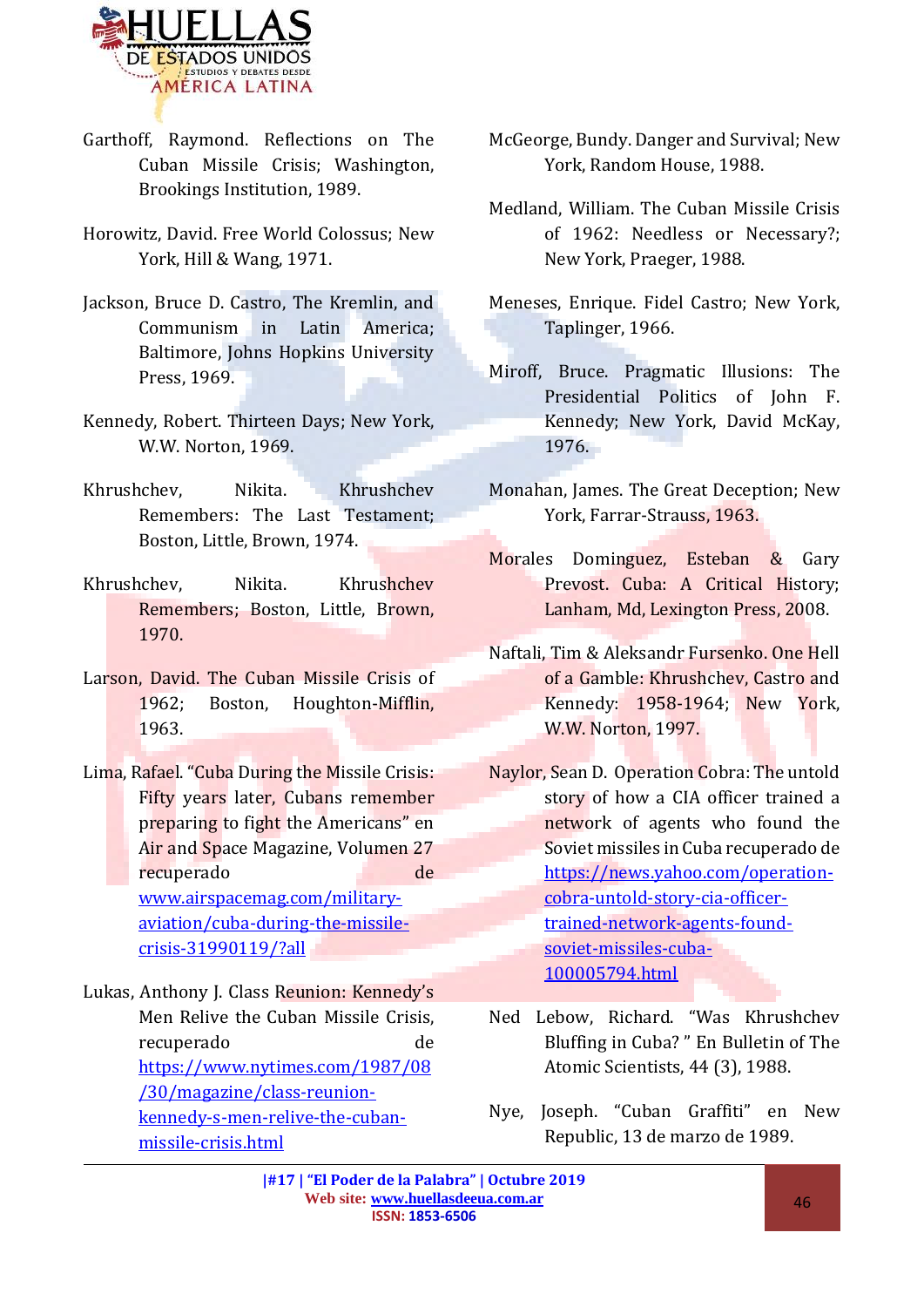Garthoff, Raymond. Reflections on The Cuban Missile Crisis; Washington, Brookings Institution, 1989.

Horowitz, David. Free World Colossus; New York, Hill & Wang, 1971.

Jackson, Bruce D. Castro, The Kremlin, and Communism in Latin America; Baltimore, Johns Hopkins University Press, 1969.

Kennedy, Robert. Thirteen Days; New York, W.W. Norton, 1969.

Khrushchev, Nikita. Khrushchev Remembers: The Last Testament; Boston, Little, Brown, 1974.

Khrushchev, Nikita. Khrushchev Remembers; Boston, Little, Brown, 1970.

Larson, David. The Cuban Missile Crisis of 1962; Boston, Houghton-Mifflin, 1963.

Lima, Rafael. "Cuba During the Missile Crisis: Fifty years later, Cubans remember preparing to fight the Americans" en Air and Space Magazine, Volumen 27 recuperado de www.airspacemag.com/military-aviation/cuba-during-the-missile-crisis-31990119/?all

Lukas, Anthony J. Class Reunion: Kennedy's Men Relive the Cuban Missile Crisis, recuperado de https://www.nytimes.com/1987/08/30/magazine/class-reunion-kennedy-s-men-relive-the-cuban-missile-crisis.html

McGeorge, Bundy. Danger and Survival; New York, Random House, 1988.

Medland, William. The Cuban Missile Crisis of 1962: Needless or Necessary?; New York, Praeger, 1988.

Meneses, Enrique. Fidel Castro; New York, Taplinger, 1966.

Miroff, Bruce. Pragmatic Illusions: The Presidential Politics of John F. Kennedy; New York, David McKay, 1976.

Monahan, James. The Great Deception; New York, Farrar-Strauss, 1963.

Morales Dominguez, Esteban & Gary Prevost. Cuba: A Critical History; Lanham, Md, Lexington Press, 2008.

Naftali, Tim & Aleksandr Fursenko. One Hell of a Gamble: Khrushchev, Castro and Kennedy: 1958-1964; New York, W.W. Norton, 1997.

Naylor, Sean D. Operation Cobra: The untold story of how a CIA officer trained a network of agents who found the Soviet missiles in Cuba recuperado de https://news.yahoo.com/operation-cobra-untold-story-cia-officer-trained-network-agents-found-soviet-missiles-cuba-100005794.html

Ned Lebow, Richard. "Was Khrushchev Bluffing in Cuba? " En Bulletin of The Atomic Scientists, 44 (3), 1988.

Nye, Joseph. "Cuban Graffiti" en New Republic, 13 de marzo de 1989.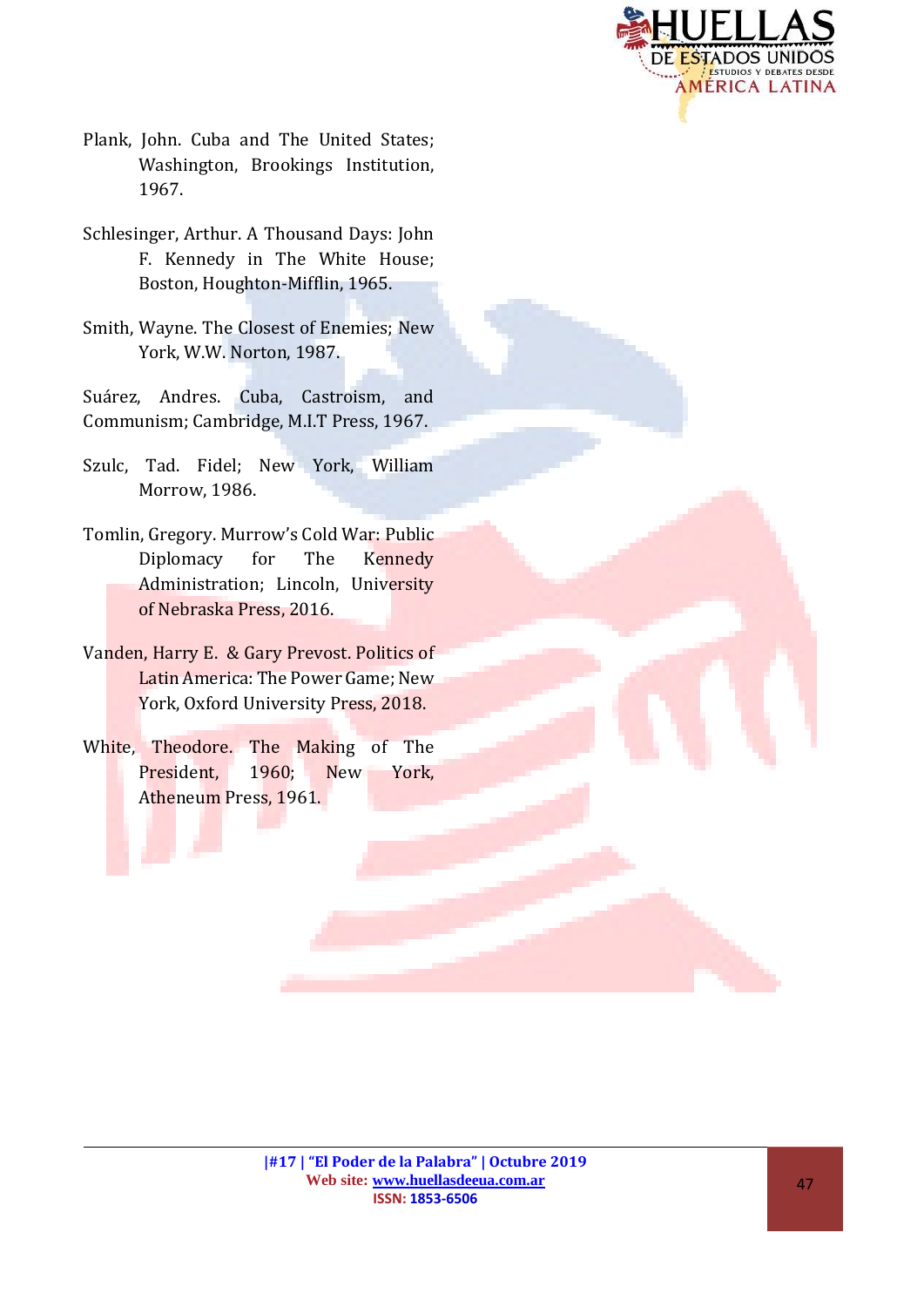Plank, John. Cuba and The United States; Washington, Brookings Institution, 1967.

Schlesinger, Arthur. A Thousand Days: John F. Kennedy in The White House; Boston, Houghton-Mifflin, 1965.

Smith, Wayne. The Closest of Enemies; New York, W.W. Norton, 1987.

Suárez, Andres. Cuba, Castroism, and Communism; Cambridge, M.I.T Press, 1967.

Szulc, Tad. Fidel; New York, William Morrow, 1986.

Tomlin, Gregory. Murrow's Cold War: Public Diplomacy for The Kennedy Administration; Lincoln, University of Nebraska Press, 2016.

Vanden, Harry E. & Gary Prevost. Politics of Latin America: The Power Game; New York, Oxford University Press, 2018.

White, Theodore. The Making of The President, 1960; New York, Atheneum Press, 1961.